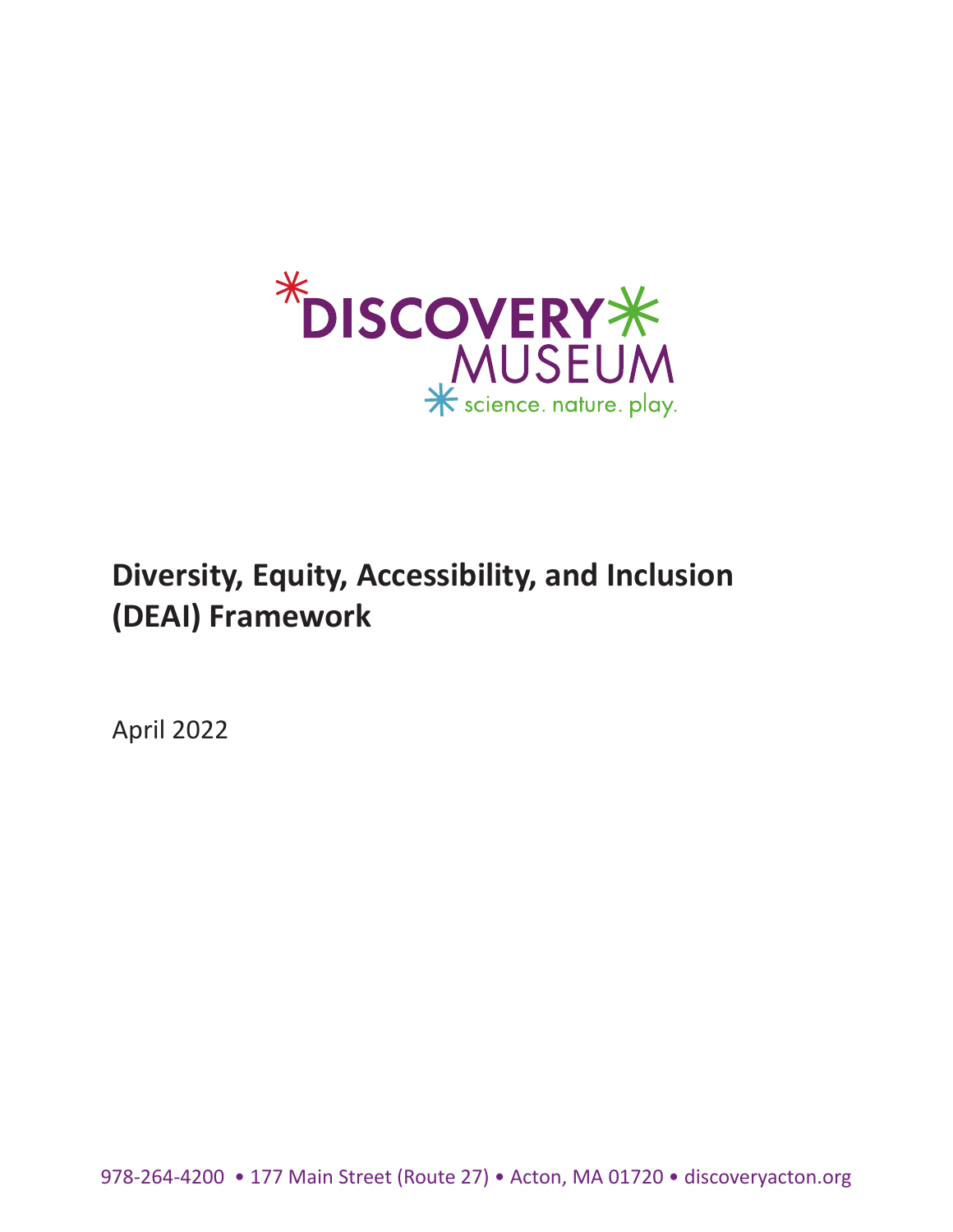DISCOVERY MUSEUM

science. nature. play.

# Diversity, Equity, Accessibility, and Inclusion (DEAI) Framework

April 2022

978-264-4200 • 177 Main Street (Route 27) • Acton, MA 01720 • discoveryacton.org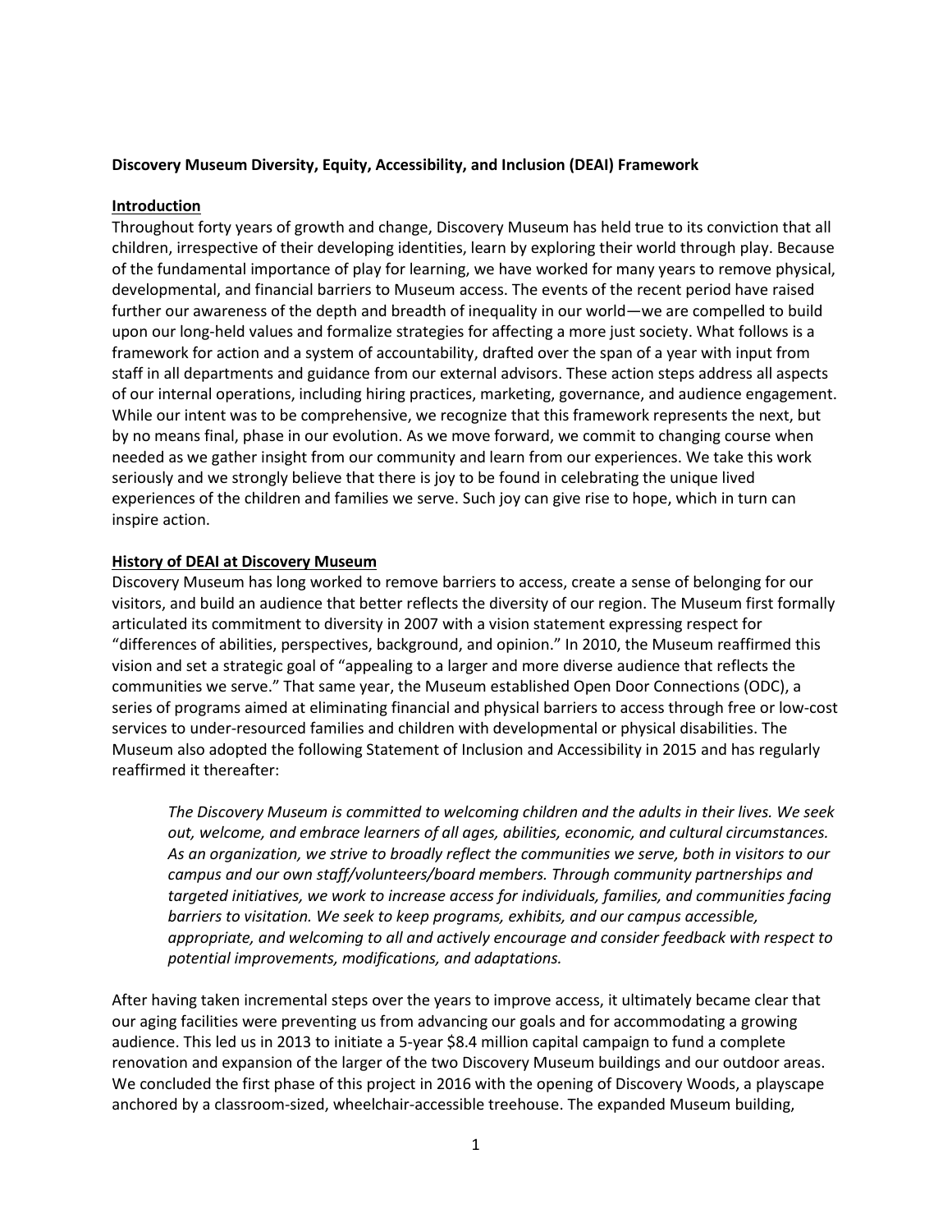**Discovery Museum Diversity, Equity, Accessibility, and Inclusion (DEAI) Framework**

**Introduction**

Throughout forty years of growth and change, Discovery Museum has held true to its conviction that all children, irrespective of their developing identities, learn by exploring their world through play. Because of the fundamental importance of play for learning, we have worked for many years to remove physical, developmental, and financial barriers to Museum access. The events of the recent period have raised further our awareness of the depth and breadth of inequality in our world—we are compelled to build upon our long-held values and formalize strategies for affecting a more just society. What follows is a framework for action and a system of accountability, drafted over the span of a year with input from staff in all departments and guidance from our external advisors. These action steps address all aspects of our internal operations, including hiring practices, marketing, governance, and audience engagement. While our intent was to be comprehensive, we recognize that this framework represents the next, but by no means final, phase in our evolution. As we move forward, we commit to changing course when needed as we gather insight from our community and learn from our experiences. We take this work seriously and we strongly believe that there is joy to be found in celebrating the unique lived experiences of the children and families we serve. Such joy can give rise to hope, which in turn can inspire action.

**History of DEAI at Discovery Museum**

Discovery Museum has long worked to remove barriers to access, create a sense of belonging for our visitors, and build an audience that better reflects the diversity of our region. The Museum first formally articulated its commitment to diversity in 2007 with a vision statement expressing respect for "differences of abilities, perspectives, background, and opinion." In 2010, the Museum reaffirmed this vision and set a strategic goal of "appealing to a larger and more diverse audience that reflects the communities we serve." That same year, the Museum established Open Door Connections (ODC), a series of programs aimed at eliminating financial and physical barriers to access through free or low-cost services to under-resourced families and children with developmental or physical disabilities. The Museum also adopted the following Statement of Inclusion and Accessibility in 2015 and has regularly reaffirmed it thereafter:

> *The Discovery Museum is committed to welcoming children and the adults in their lives. We seek out, welcome, and embrace learners of all ages, abilities, economic, and cultural circumstances. As an organization, we strive to broadly reflect the communities we serve, both in visitors to our campus and our own staff/volunteers/board members. Through community partnerships and targeted initiatives, we work to increase access for individuals, families, and communities facing barriers to visitation. We seek to keep programs, exhibits, and our campus accessible, appropriate, and welcoming to all and actively encourage and consider feedback with respect to potential improvements, modifications, and adaptations.*

After having taken incremental steps over the years to improve access, it ultimately became clear that our aging facilities were preventing us from advancing our goals and for accommodating a growing audience. This led us in 2013 to initiate a 5-year $8.4 million capital campaign to fund a complete renovation and expansion of the larger of the two Discovery Museum buildings and our outdoor areas. We concluded the first phase of this project in 2016 with the opening of Discovery Woods, a playscape anchored by a classroom-sized, wheelchair-accessible treehouse. The expanded Museum building,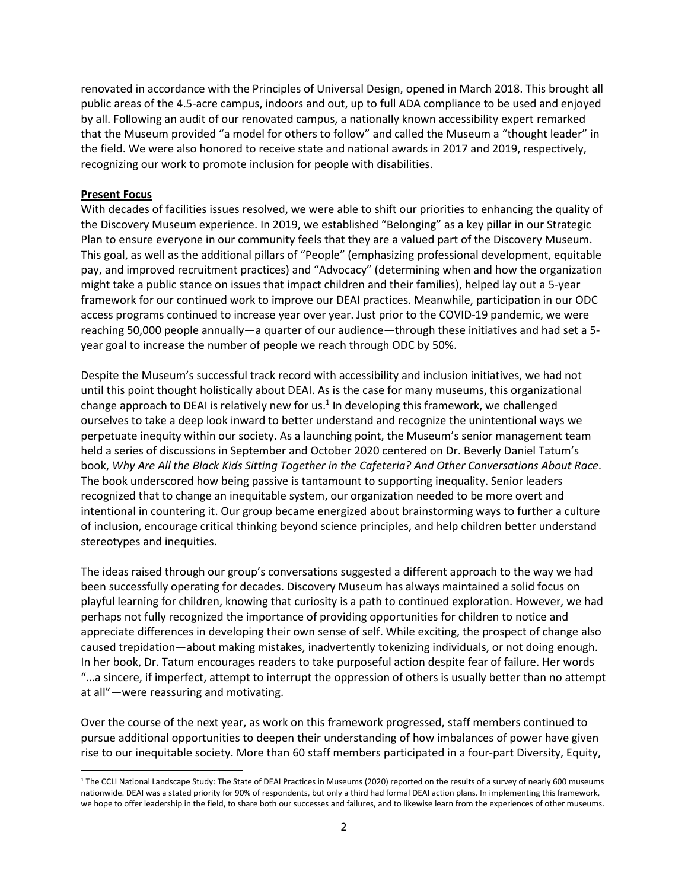renovated in accordance with the Principles of Universal Design, opened in March 2018. This brought all public areas of the 4.5-acre campus, indoors and out, up to full ADA compliance to be used and enjoyed by all. Following an audit of our renovated campus, a nationally known accessibility expert remarked that the Museum provided "a model for others to follow" and called the Museum a "thought leader" in the field. We were also honored to receive state and national awards in 2017 and 2019, respectively, recognizing our work to promote inclusion for people with disabilities.

**Present Focus**

With decades of facilities issues resolved, we were able to shift our priorities to enhancing the quality of the Discovery Museum experience. In 2019, we established "Belonging" as a key pillar in our Strategic Plan to ensure everyone in our community feels that they are a valued part of the Discovery Museum. This goal, as well as the additional pillars of "People" (emphasizing professional development, equitable pay, and improved recruitment practices) and "Advocacy" (determining when and how the organization might take a public stance on issues that impact children and their families), helped lay out a 5-year framework for our continued work to improve our DEAI practices. Meanwhile, participation in our ODC access programs continued to increase year over year. Just prior to the COVID-19 pandemic, we were reaching 50,000 people annually—a quarter of our audience—through these initiatives and had set a 5-year goal to increase the number of people we reach through ODC by 50%.

Despite the Museum's successful track record with accessibility and inclusion initiatives, we had not until this point thought holistically about DEAI. As is the case for many museums, this organizational change approach to DEAI is relatively new for us.[1] In developing this framework, we challenged ourselves to take a deep look inward to better understand and recognize the unintentional ways we perpetuate inequity within our society. As a launching point, the Museum's senior management team held a series of discussions in September and October 2020 centered on Dr. Beverly Daniel Tatum's book, *Why Are All the Black Kids Sitting Together in the Cafeteria? And Other Conversations About Race.* The book underscored how being passive is tantamount to supporting inequality. Senior leaders recognized that to change an inequitable system, our organization needed to be more overt and intentional in countering it. Our group became energized about brainstorming ways to further a culture of inclusion, encourage critical thinking beyond science principles, and help children better understand stereotypes and inequities.

The ideas raised through our group's conversations suggested a different approach to the way we had been successfully operating for decades. Discovery Museum has always maintained a solid focus on playful learning for children, knowing that curiosity is a path to continued exploration. However, we had perhaps not fully recognized the importance of providing opportunities for children to notice and appreciate differences in developing their own sense of self. While exciting, the prospect of change also caused trepidation—about making mistakes, inadvertently tokenizing individuals, or not doing enough. In her book, Dr. Tatum encourages readers to take purposeful action despite fear of failure. Her words "…a sincere, if imperfect, attempt to interrupt the oppression of others is usually better than no attempt at all"—were reassuring and motivating.

Over the course of the next year, as work on this framework progressed, staff members continued to pursue additional opportunities to deepen their understanding of how imbalances of power have given rise to our inequitable society. More than 60 staff members participated in a four-part Diversity, Equity,

[1] The CCLI National Landscape Study: The State of DEAI Practices in Museums (2020) reported on the results of a survey of nearly 600 museums nationwide. DEAI was a stated priority for 90% of respondents, but only a third had formal DEAI action plans. In implementing this framework, we hope to offer leadership in the field, to share both our successes and failures, and to likewise learn from the experiences of other museums.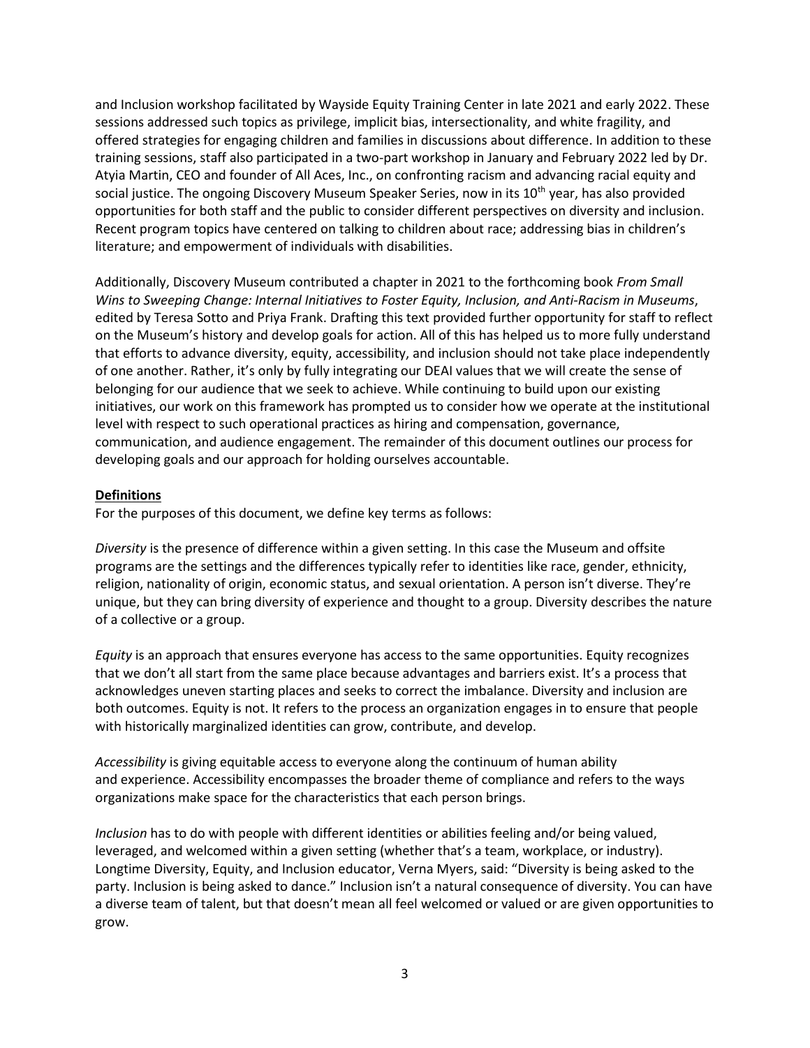and Inclusion workshop facilitated by Wayside Equity Training Center in late 2021 and early 2022. These sessions addressed such topics as privilege, implicit bias, intersectionality, and white fragility, and offered strategies for engaging children and families in discussions about difference. In addition to these training sessions, staff also participated in a two-part workshop in January and February 2022 led by Dr. Atyia Martin, CEO and founder of All Aces, Inc., on confronting racism and advancing racial equity and social justice. The ongoing Discovery Museum Speaker Series, now in its 10th year, has also provided opportunities for both staff and the public to consider different perspectives on diversity and inclusion. Recent program topics have centered on talking to children about race; addressing bias in children's literature; and empowerment of individuals with disabilities.

Additionally, Discovery Museum contributed a chapter in 2021 to the forthcoming book *From Small Wins to Sweeping Change: Internal Initiatives to Foster Equity, Inclusion, and Anti-Racism in Museums*, edited by Teresa Sotto and Priya Frank. Drafting this text provided further opportunity for staff to reflect on the Museum's history and develop goals for action. All of this has helped us to more fully understand that efforts to advance diversity, equity, accessibility, and inclusion should not take place independently of one another. Rather, it's only by fully integrating our DEAI values that we will create the sense of belonging for our audience that we seek to achieve. While continuing to build upon our existing initiatives, our work on this framework has prompted us to consider how we operate at the institutional level with respect to such operational practices as hiring and compensation, governance, communication, and audience engagement. The remainder of this document outlines our process for developing goals and our approach for holding ourselves accountable.

## Definitions

For the purposes of this document, we define key terms as follows:

*Diversity* is the presence of difference within a given setting. In this case the Museum and offsite programs are the settings and the differences typically refer to identities like race, gender, ethnicity, religion, nationality of origin, economic status, and sexual orientation. A person isn't diverse. They're unique, but they can bring diversity of experience and thought to a group. Diversity describes the nature of a collective or a group.

*Equity* is an approach that ensures everyone has access to the same opportunities. Equity recognizes that we don't all start from the same place because advantages and barriers exist. It's a process that acknowledges uneven starting places and seeks to correct the imbalance. Diversity and inclusion are both outcomes. Equity is not. It refers to the process an organization engages in to ensure that people with historically marginalized identities can grow, contribute, and develop.

*Accessibility* is giving equitable access to everyone along the continuum of human ability and experience. Accessibility encompasses the broader theme of compliance and refers to the ways organizations make space for the characteristics that each person brings.

*Inclusion* has to do with people with different identities or abilities feeling and/or being valued, leveraged, and welcomed within a given setting (whether that's a team, workplace, or industry). Longtime Diversity, Equity, and Inclusion educator, Verna Myers, said: "Diversity is being asked to the party. Inclusion is being asked to dance." Inclusion isn't a natural consequence of diversity. You can have a diverse team of talent, but that doesn't mean all feel welcomed or valued or are given opportunities to grow.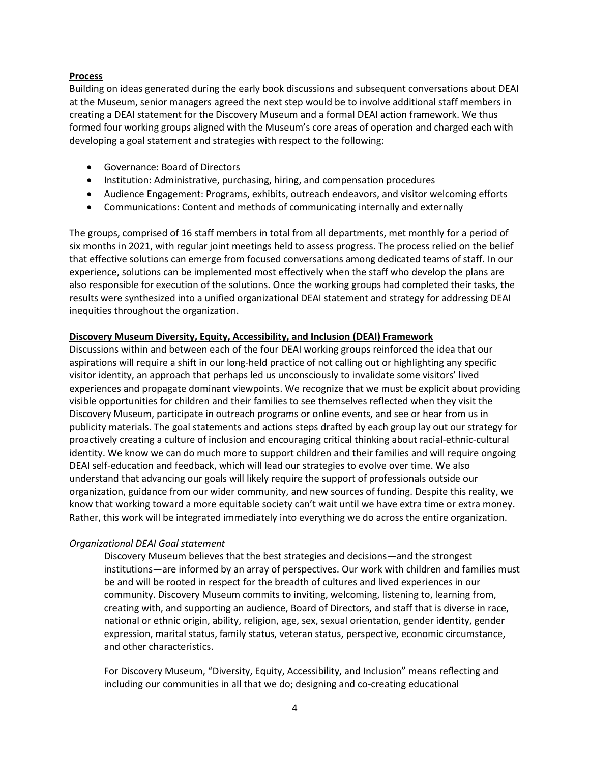## Process

Building on ideas generated during the early book discussions and subsequent conversations about DEAI at the Museum, senior managers agreed the next step would be to involve additional staff members in creating a DEAI statement for the Discovery Museum and a formal DEAI action framework. We thus formed four working groups aligned with the Museum's core areas of operation and charged each with developing a goal statement and strategies with respect to the following:

- Governance: Board of Directors
- Institution: Administrative, purchasing, hiring, and compensation procedures
- Audience Engagement: Programs, exhibits, outreach endeavors, and visitor welcoming efforts
- Communications: Content and methods of communicating internally and externally

The groups, comprised of 16 staff members in total from all departments, met monthly for a period of six months in 2021, with regular joint meetings held to assess progress. The process relied on the belief that effective solutions can emerge from focused conversations among dedicated teams of staff. In our experience, solutions can be implemented most effectively when the staff who develop the plans are also responsible for execution of the solutions. Once the working groups had completed their tasks, the results were synthesized into a unified organizational DEAI statement and strategy for addressing DEAI inequities throughout the organization.

## Discovery Museum Diversity, Equity, Accessibility, and Inclusion (DEAI) Framework

Discussions within and between each of the four DEAI working groups reinforced the idea that our aspirations will require a shift in our long-held practice of not calling out or highlighting any specific visitor identity, an approach that perhaps led us unconsciously to invalidate some visitors' lived experiences and propagate dominant viewpoints. We recognize that we must be explicit about providing visible opportunities for children and their families to see themselves reflected when they visit the Discovery Museum, participate in outreach programs or online events, and see or hear from us in publicity materials. The goal statements and actions steps drafted by each group lay out our strategy for proactively creating a culture of inclusion and encouraging critical thinking about racial-ethnic-cultural identity. We know we can do much more to support children and their families and will require ongoing DEAI self-education and feedback, which will lead our strategies to evolve over time. We also understand that advancing our goals will likely require the support of professionals outside our organization, guidance from our wider community, and new sources of funding. Despite this reality, we know that working toward a more equitable society can't wait until we have extra time or extra money. Rather, this work will be integrated immediately into everything we do across the entire organization.

### *Organizational DEAI Goal statement*

> Discovery Museum believes that the best strategies and decisions—and the strongest institutions—are informed by an array of perspectives. Our work with children and families must be and will be rooted in respect for the breadth of cultures and lived experiences in our community. Discovery Museum commits to inviting, welcoming, listening to, learning from, creating with, and supporting an audience, Board of Directors, and staff that is diverse in race, national or ethnic origin, ability, religion, age, sex, sexual orientation, gender identity, gender expression, marital status, family status, veteran status, perspective, economic circumstance, and other characteristics.
>
> For Discovery Museum, "Diversity, Equity, Accessibility, and Inclusion" means reflecting and including our communities in all that we do; designing and co-creating educational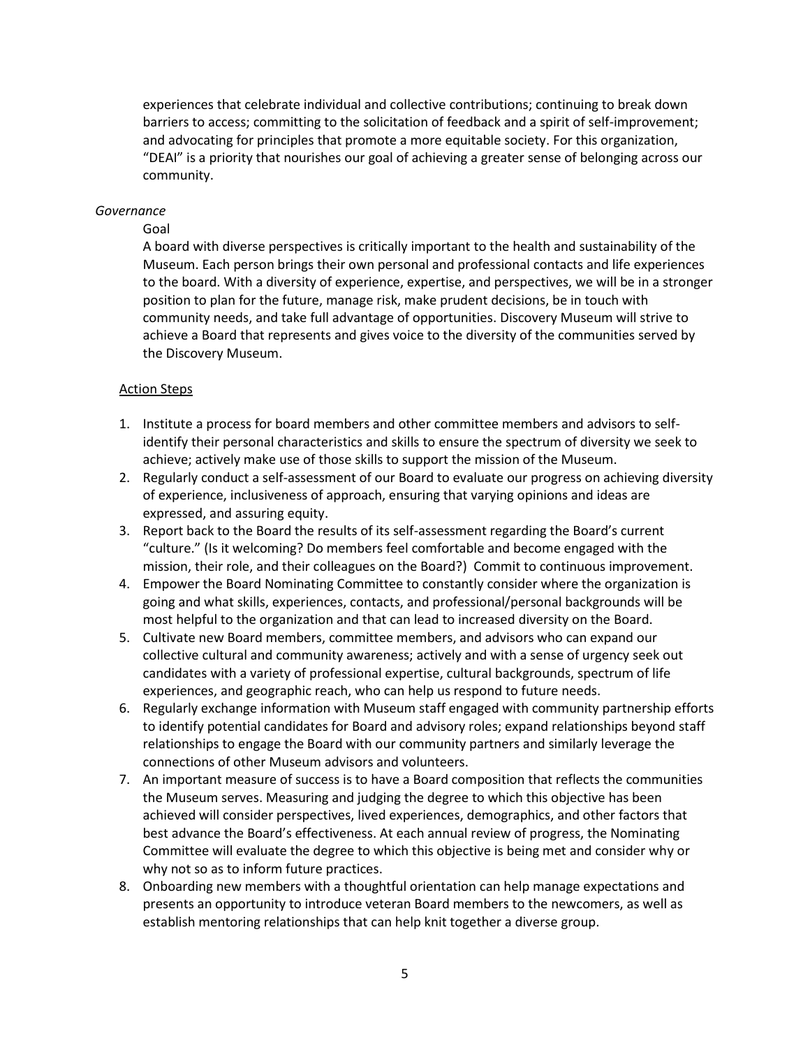experiences that celebrate individual and collective contributions; continuing to break down barriers to access; committing to the solicitation of feedback and a spirit of self-improvement; and advocating for principles that promote a more equitable society. For this organization, "DEAI" is a priority that nourishes our goal of achieving a greater sense of belonging across our community.

*Governance*

Goal

A board with diverse perspectives is critically important to the health and sustainability of the Museum. Each person brings their own personal and professional contacts and life experiences to the board. With a diversity of experience, expertise, and perspectives, we will be in a stronger position to plan for the future, manage risk, make prudent decisions, be in touch with community needs, and take full advantage of opportunities. Discovery Museum will strive to achieve a Board that represents and gives voice to the diversity of the communities served by the Discovery Museum.

<u>Action Steps</u>

1. Institute a process for board members and other committee members and advisors to self-identify their personal characteristics and skills to ensure the spectrum of diversity we seek to achieve; actively make use of those skills to support the mission of the Museum.
2. Regularly conduct a self-assessment of our Board to evaluate our progress on achieving diversity of experience, inclusiveness of approach, ensuring that varying opinions and ideas are expressed, and assuring equity.
3. Report back to the Board the results of its self-assessment regarding the Board's current "culture." (Is it welcoming? Do members feel comfortable and become engaged with the mission, their role, and their colleagues on the Board?) Commit to continuous improvement.
4. Empower the Board Nominating Committee to constantly consider where the organization is going and what skills, experiences, contacts, and professional/personal backgrounds will be most helpful to the organization and that can lead to increased diversity on the Board.
5. Cultivate new Board members, committee members, and advisors who can expand our collective cultural and community awareness; actively and with a sense of urgency seek out candidates with a variety of professional expertise, cultural backgrounds, spectrum of life experiences, and geographic reach, who can help us respond to future needs.
6. Regularly exchange information with Museum staff engaged with community partnership efforts to identify potential candidates for Board and advisory roles; expand relationships beyond staff relationships to engage the Board with our community partners and similarly leverage the connections of other Museum advisors and volunteers.
7. An important measure of success is to have a Board composition that reflects the communities the Museum serves. Measuring and judging the degree to which this objective has been achieved will consider perspectives, lived experiences, demographics, and other factors that best advance the Board's effectiveness. At each annual review of progress, the Nominating Committee will evaluate the degree to which this objective is being met and consider why or why not so as to inform future practices.
8. Onboarding new members with a thoughtful orientation can help manage expectations and presents an opportunity to introduce veteran Board members to the newcomers, as well as establish mentoring relationships that can help knit together a diverse group.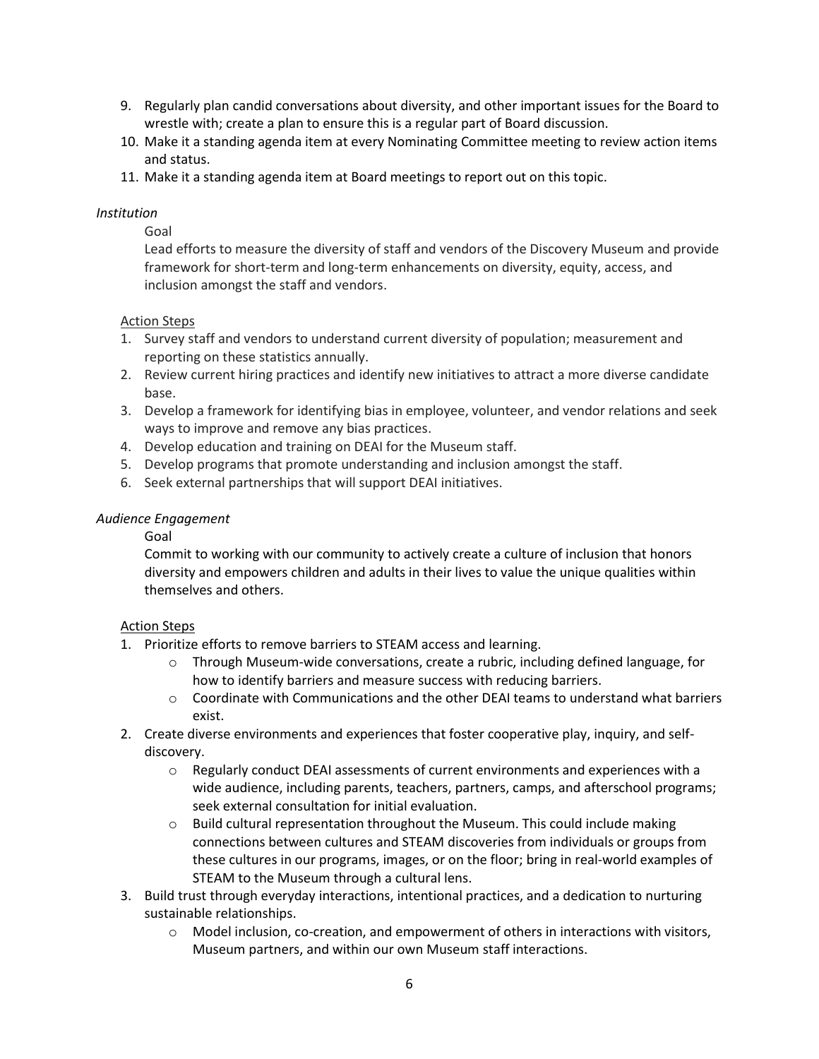9. Regularly plan candid conversations about diversity, and other important issues for the Board to wrestle with; create a plan to ensure this is a regular part of Board discussion.
10. Make it a standing agenda item at every Nominating Committee meeting to review action items and status.
11. Make it a standing agenda item at Board meetings to report out on this topic.

*Institution*

Goal

Lead efforts to measure the diversity of staff and vendors of the Discovery Museum and provide framework for short-term and long-term enhancements on diversity, equity, access, and inclusion amongst the staff and vendors.

Action Steps

1. Survey staff and vendors to understand current diversity of population; measurement and reporting on these statistics annually.
2. Review current hiring practices and identify new initiatives to attract a more diverse candidate base.
3. Develop a framework for identifying bias in employee, volunteer, and vendor relations and seek ways to improve and remove any bias practices.
4. Develop education and training on DEAI for the Museum staff.
5. Develop programs that promote understanding and inclusion amongst the staff.
6. Seek external partnerships that will support DEAI initiatives.

*Audience Engagement*

Goal

Commit to working with our community to actively create a culture of inclusion that honors diversity and empowers children and adults in their lives to value the unique qualities within themselves and others.

Action Steps

1. Prioritize efforts to remove barriers to STEAM access and learning.
    - Through Museum-wide conversations, create a rubric, including defined language, for how to identify barriers and measure success with reducing barriers.
    - Coordinate with Communications and the other DEAI teams to understand what barriers exist.
2. Create diverse environments and experiences that foster cooperative play, inquiry, and self-discovery.
    - Regularly conduct DEAI assessments of current environments and experiences with a wide audience, including parents, teachers, partners, camps, and afterschool programs; seek external consultation for initial evaluation.
    - Build cultural representation throughout the Museum. This could include making connections between cultures and STEAM discoveries from individuals or groups from these cultures in our programs, images, or on the floor; bring in real-world examples of STEAM to the Museum through a cultural lens.
3. Build trust through everyday interactions, intentional practices, and a dedication to nurturing sustainable relationships.
    - Model inclusion, co-creation, and empowerment of others in interactions with visitors, Museum partners, and within our own Museum staff interactions.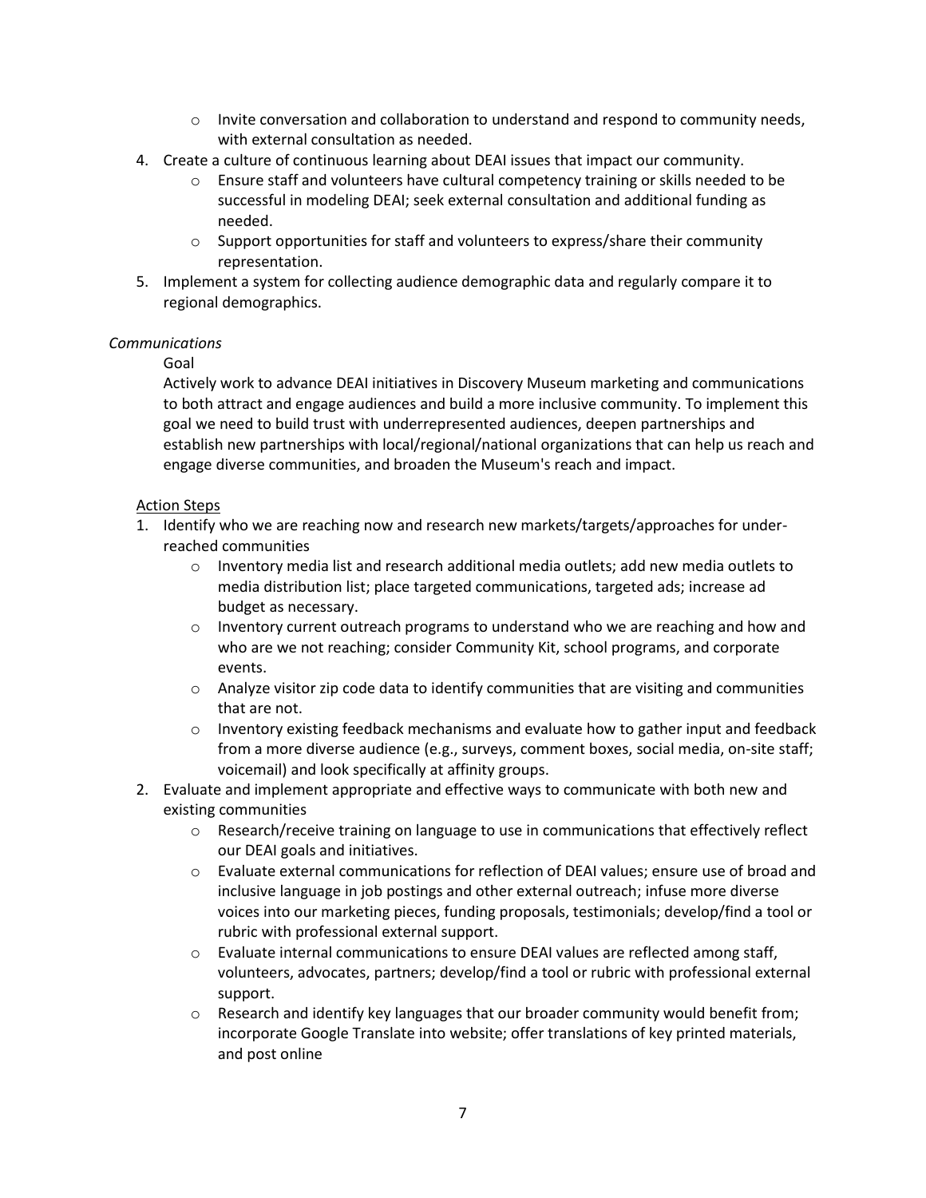- Invite conversation and collaboration to understand and respond to community needs, with external consultation as needed.

4. Create a culture of continuous learning about DEAI issues that impact our community.
    - Ensure staff and volunteers have cultural competency training or skills needed to be successful in modeling DEAI; seek external consultation and additional funding as needed.
    - Support opportunities for staff and volunteers to express/share their community representation.
5. Implement a system for collecting audience demographic data and regularly compare it to regional demographics.

*Communications*

Goal

Actively work to advance DEAI initiatives in Discovery Museum marketing and communications to both attract and engage audiences and build a more inclusive community. To implement this goal we need to build trust with underrepresented audiences, deepen partnerships and establish new partnerships with local/regional/national organizations that can help us reach and engage diverse communities, and broaden the Museum's reach and impact.

<u>Action Steps</u>

1. Identify who we are reaching now and research new markets/targets/approaches for under-reached communities
    - Inventory media list and research additional media outlets; add new media outlets to media distribution list; place targeted communications, targeted ads; increase ad budget as necessary.
    - Inventory current outreach programs to understand who we are reaching and how and who are we not reaching; consider Community Kit, school programs, and corporate events.
    - Analyze visitor zip code data to identify communities that are visiting and communities that are not.
    - Inventory existing feedback mechanisms and evaluate how to gather input and feedback from a more diverse audience (e.g., surveys, comment boxes, social media, on-site staff; voicemail) and look specifically at affinity groups.
2. Evaluate and implement appropriate and effective ways to communicate with both new and existing communities
    - Research/receive training on language to use in communications that effectively reflect our DEAI goals and initiatives.
    - Evaluate external communications for reflection of DEAI values; ensure use of broad and inclusive language in job postings and other external outreach; infuse more diverse voices into our marketing pieces, funding proposals, testimonials; develop/find a tool or rubric with professional external support.
    - Evaluate internal communications to ensure DEAI values are reflected among staff, volunteers, advocates, partners; develop/find a tool or rubric with professional external support.
    - Research and identify key languages that our broader community would benefit from; incorporate Google Translate into website; offer translations of key printed materials, and post online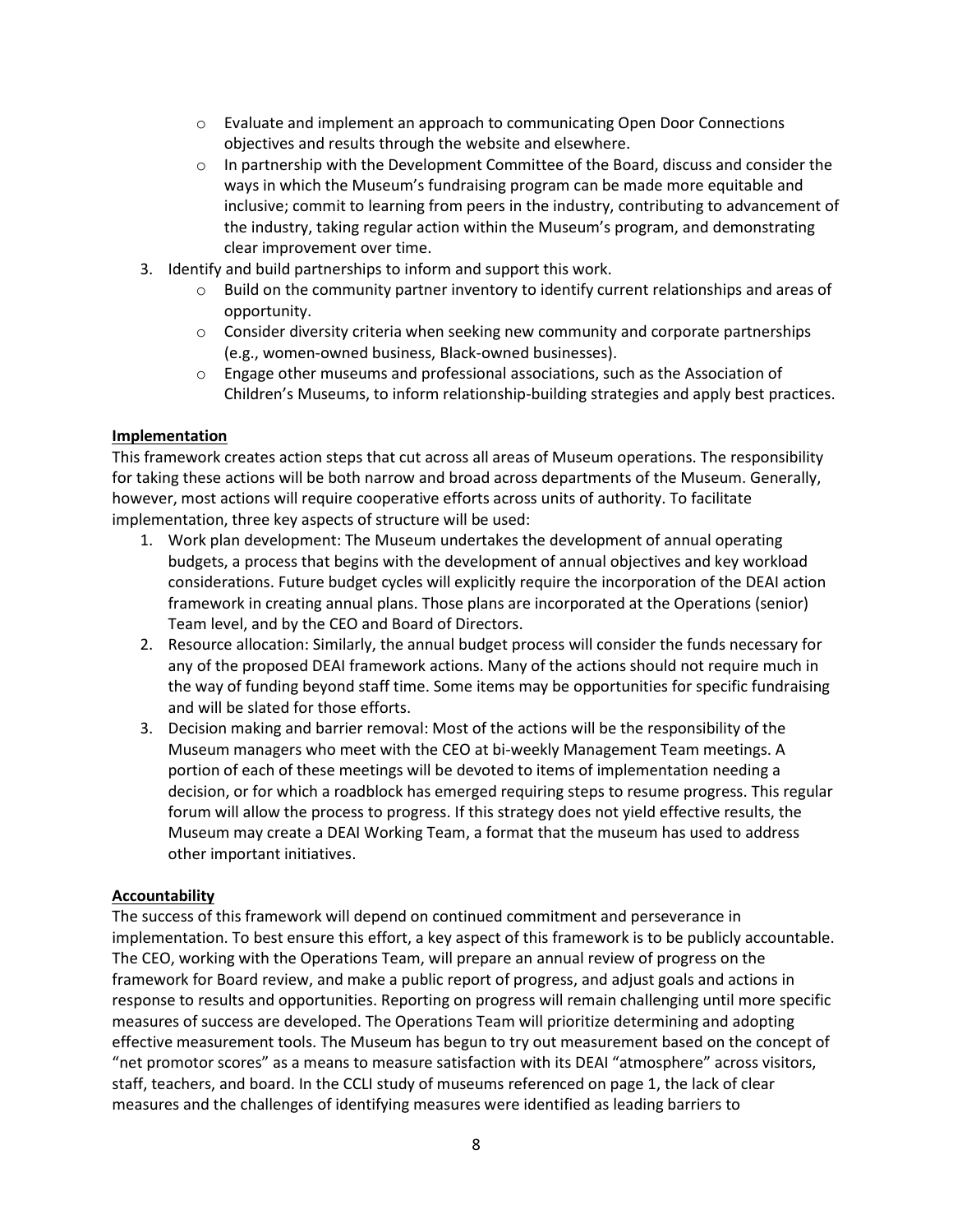- Evaluate and implement an approach to communicating Open Door Connections objectives and results through the website and elsewhere.
   - In partnership with the Development Committee of the Board, discuss and consider the ways in which the Museum's fundraising program can be made more equitable and inclusive; commit to learning from peers in the industry, contributing to advancement of the industry, taking regular action within the Museum's program, and demonstrating clear improvement over time.
3. Identify and build partnerships to inform and support this work.
   - Build on the community partner inventory to identify current relationships and areas of opportunity.
   - Consider diversity criteria when seeking new community and corporate partnerships (e.g., women-owned business, Black-owned businesses).
   - Engage other museums and professional associations, such as the Association of Children's Museums, to inform relationship-building strategies and apply best practices.

**Implementation**

This framework creates action steps that cut across all areas of Museum operations. The responsibility for taking these actions will be both narrow and broad across departments of the Museum. Generally, however, most actions will require cooperative efforts across units of authority. To facilitate implementation, three key aspects of structure will be used:

1. Work plan development: The Museum undertakes the development of annual operating budgets, a process that begins with the development of annual objectives and key workload considerations. Future budget cycles will explicitly require the incorporation of the DEAI action framework in creating annual plans. Those plans are incorporated at the Operations (senior) Team level, and by the CEO and Board of Directors.
2. Resource allocation: Similarly, the annual budget process will consider the funds necessary for any of the proposed DEAI framework actions. Many of the actions should not require much in the way of funding beyond staff time. Some items may be opportunities for specific fundraising and will be slated for those efforts.
3. Decision making and barrier removal: Most of the actions will be the responsibility of the Museum managers who meet with the CEO at bi-weekly Management Team meetings. A portion of each of these meetings will be devoted to items of implementation needing a decision, or for which a roadblock has emerged requiring steps to resume progress. This regular forum will allow the process to progress. If this strategy does not yield effective results, the Museum may create a DEAI Working Team, a format that the museum has used to address other important initiatives.

**Accountability**

The success of this framework will depend on continued commitment and perseverance in implementation. To best ensure this effort, a key aspect of this framework is to be publicly accountable. The CEO, working with the Operations Team, will prepare an annual review of progress on the framework for Board review, and make a public report of progress, and adjust goals and actions in response to results and opportunities. Reporting on progress will remain challenging until more specific measures of success are developed. The Operations Team will prioritize determining and adopting effective measurement tools. The Museum has begun to try out measurement based on the concept of "net promotor scores" as a means to measure satisfaction with its DEAI "atmosphere" across visitors, staff, teachers, and board. In the CCLI study of museums referenced on page 1, the lack of clear measures and the challenges of identifying measures were identified as leading barriers to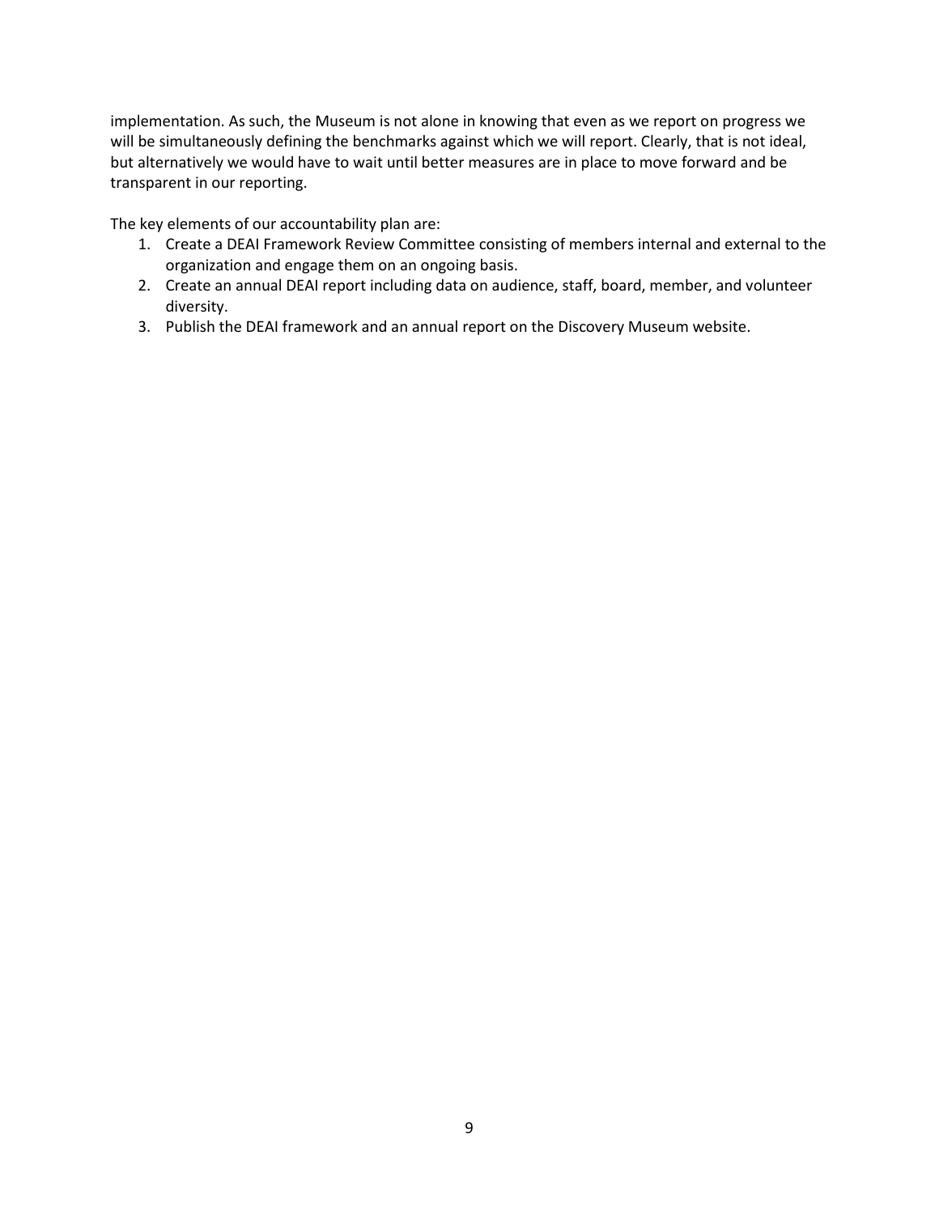implementation. As such, the Museum is not alone in knowing that even as we report on progress we will be simultaneously defining the benchmarks against which we will report. Clearly, that is not ideal, but alternatively we would have to wait until better measures are in place to move forward and be transparent in our reporting.

The key elements of our accountability plan are:

1. Create a DEAI Framework Review Committee consisting of members internal and external to the organization and engage them on an ongoing basis.
2. Create an annual DEAI report including data on audience, staff, board, member, and volunteer diversity.
3. Publish the DEAI framework and an annual report on the Discovery Museum website.